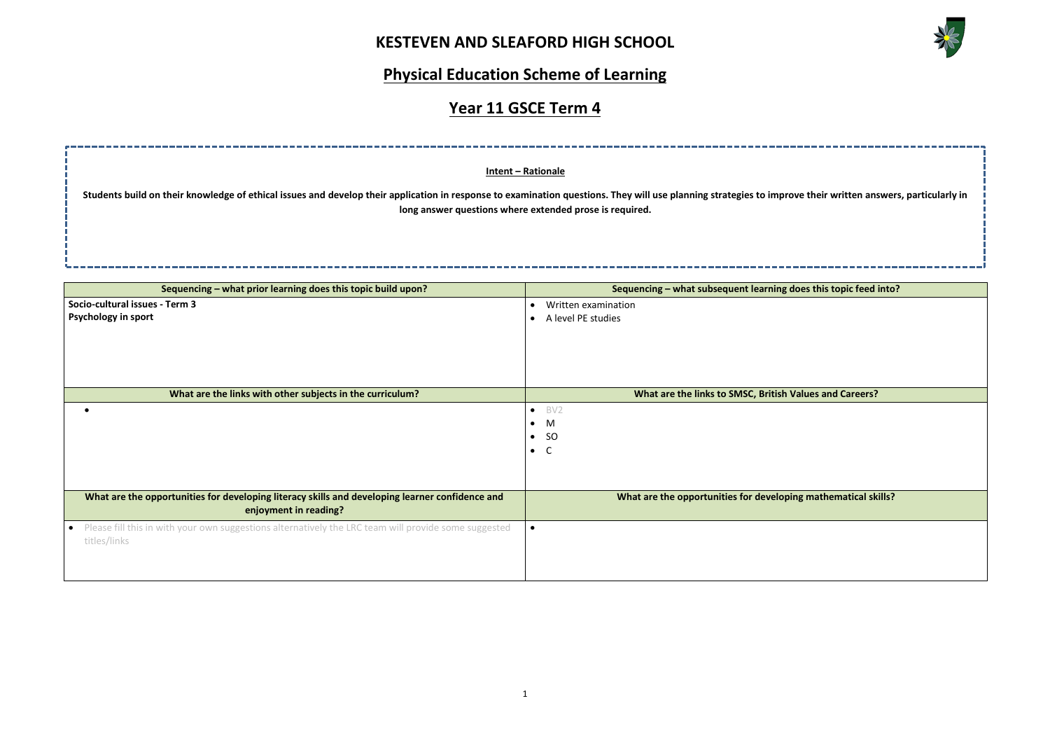# KESTEVEN AND SLEAFORD HIGH SCHOOL

## Physical Education Scheme of Learning

## Year 11 GSCE Term 4

**Intent – Rationale**

**Students build on their knowledge of ethical issues and develop their application in response to examination questions. They will use planning strategies to improve their written answers, particularly in long answer questions where extended prose is required.**

| Sequencing – what prior learning does this topic build upon? | Sequencing – what subsequent learning does this topic feed into? |
| --- | --- |
| **Socio-cultural issues - Term 3**<br>**Psychology in sport** | • Written examination<br>• A level PE studies |
| **What are the links with other subjects in the curriculum?** | **What are the links to SMSC, British Values and Careers?** |
| • | • BV2<br>• M<br>• SO<br>• C |
| **What are the opportunities for developing literacy skills and developing learner confidence and enjoyment in reading?** | **What are the opportunities for developing mathematical skills?** |
| • Please fill this in with your own suggestions alternatively the LRC team will provide some suggested titles/links | • |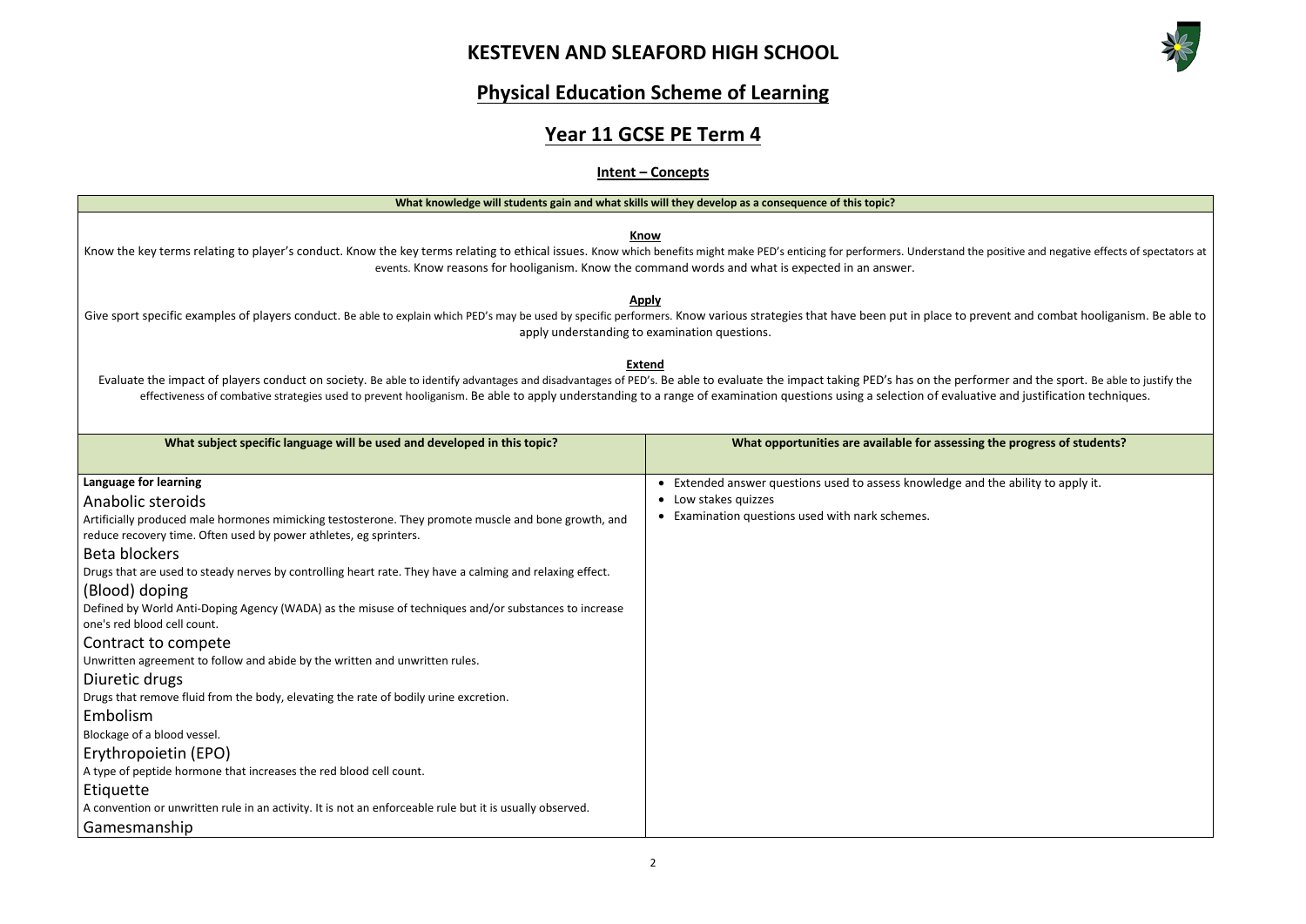# KESTEVEN AND SLEAFORD HIGH SCHOOL

## Physical Education Scheme of Learning

## Year 11 GCSE PE Term 4

### Intent – Concepts

| What knowledge will students gain and what skills will they develop as a consequence of this topic? |
|---|
| **Know**<br>Know the key terms relating to player's conduct. Know the key terms relating to ethical issues. Know which benefits might make PED's enticing for performers. Understand the positive and negative effects of spectators at events. Know reasons for hooliganism. Know the command words and what is expected in an answer.<br><br>**Apply**<br>Give sport specific examples of players conduct. Be able to explain which PED's may be used by specific performers. Know various strategies that have been put in place to prevent and combat hooliganism. Be able to apply understanding to examination questions.<br><br>**Extend**<br>Evaluate the impact of players conduct on society. Be able to identify advantages and disadvantages of PED's. Be able to evaluate the impact taking PED's has on the performer and the sport. Be able to justify the effectiveness of combative strategies used to prevent hooliganism. Be able to apply understanding to a range of examination questions using a selection of evaluative and justification techniques. |

| What subject specific language will be used and developed in this topic? | What opportunities are available for assessing the progress of students? |
|---|---|
| **Language for learning**<br><br>Anabolic steroids<br>Artificially produced male hormones mimicking testosterone. They promote muscle and bone growth, and reduce recovery time. Often used by power athletes, eg sprinters.<br><br>Beta blockers<br>Drugs that are used to steady nerves by controlling heart rate. They have a calming and relaxing effect.<br><br>(Blood) doping<br>Defined by World Anti-Doping Agency (WADA) as the misuse of techniques and/or substances to increase one's red blood cell count.<br><br>Contract to compete<br>Unwritten agreement to follow and abide by the written and unwritten rules.<br><br>Diuretic drugs<br>Drugs that remove fluid from the body, elevating the rate of bodily urine excretion.<br><br>Embolism<br>Blockage of a blood vessel.<br><br>Erythropoietin (EPO)<br>A type of peptide hormone that increases the red blood cell count.<br><br>Etiquette<br>A convention or unwritten rule in an activity. It is not an enforceable rule but it is usually observed.<br><br>Gamesmanship | • Extended answer questions used to assess knowledge and the ability to apply it.<br>• Low stakes quizzes<br>• Examination questions used with nark schemes. |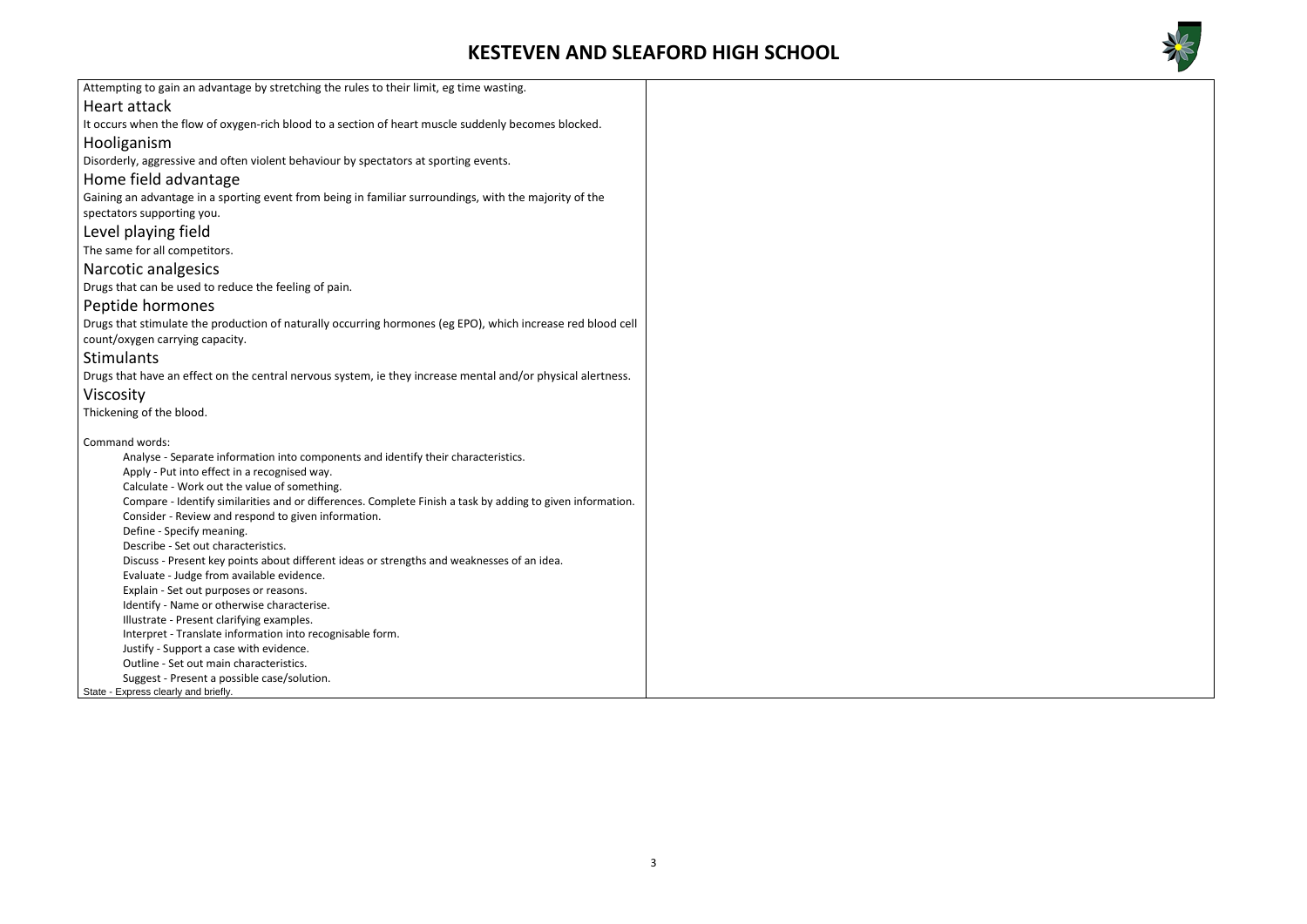Attempting to gain an advantage by stretching the rules to their limit, eg time wasting.

## Heart attack

It occurs when the flow of oxygen-rich blood to a section of heart muscle suddenly becomes blocked.

## Hooliganism

Disorderly, aggressive and often violent behaviour by spectators at sporting events.

## Home field advantage

Gaining an advantage in a sporting event from being in familiar surroundings, with the majority of the spectators supporting you.

## Level playing field

The same for all competitors.

## Narcotic analgesics

Drugs that can be used to reduce the feeling of pain.

## Peptide hormones

Drugs that stimulate the production of naturally occurring hormones (eg EPO), which increase red blood cell count/oxygen carrying capacity.

## Stimulants

Drugs that have an effect on the central nervous system, ie they increase mental and/or physical alertness.

## Viscosity

Thickening of the blood.

Command words:

- Analyse - Separate information into components and identify their characteristics.
- Apply - Put into effect in a recognised way.
- Calculate - Work out the value of something.
- Compare - Identify similarities and or differences. Complete Finish a task by adding to given information.
- Consider - Review and respond to given information.
- Define - Specify meaning.
- Describe - Set out characteristics.
- Discuss - Present key points about different ideas or strengths and weaknesses of an idea.
- Evaluate - Judge from available evidence.
- Explain - Set out purposes or reasons.
- Identify - Name or otherwise characterise.
- Illustrate - Present clarifying examples.
- Interpret - Translate information into recognisable form.
- Justify - Support a case with evidence.
- Outline - Set out main characteristics.
- Suggest - Present a possible case/solution.

State - Express clearly and briefly.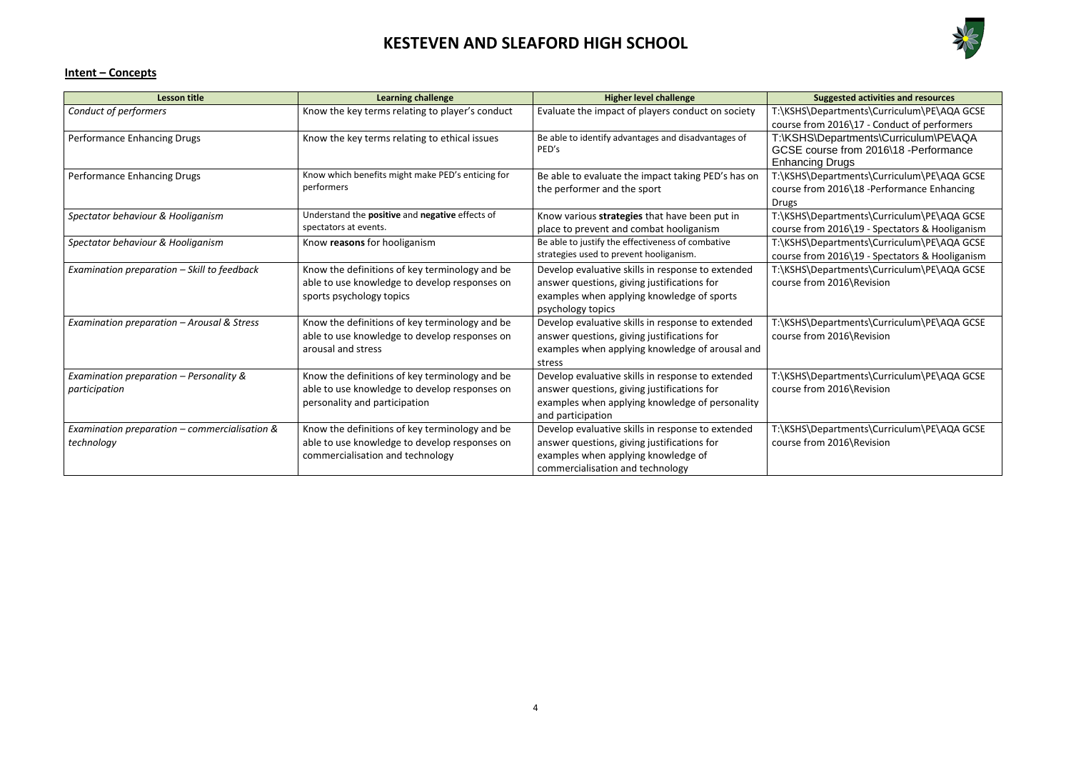# KESTEVEN AND SLEAFORD HIGH SCHOOL

## Intent – Concepts

| Lesson title | Learning challenge | Higher level challenge | Suggested activities and resources |
|---|---|---|---|
| *Conduct of performers* | Know the key terms relating to player's conduct | Evaluate the impact of players conduct on society | T:\KSHS\Departments\Curriculum\PE\AQA GCSE course from 2016\17 - Conduct of performers |
| Performance Enhancing Drugs | Know the key terms relating to ethical issues | Be able to identify advantages and disadvantages of PED's | T:\KSHS\Departments\Curriculum\PE\AQA GCSE course from 2016\18 -Performance Enhancing Drugs |
| Performance Enhancing Drugs | Know which benefits might make PED's enticing for performers | Be able to evaluate the impact taking PED's has on the performer and the sport | T:\KSHS\Departments\Curriculum\PE\AQA GCSE course from 2016\18 -Performance Enhancing Drugs |
| *Spectator behaviour & Hooliganism* | Understand the **positive** and **negative** effects of spectators at events. | Know various **strategies** that have been put in place to prevent and combat hooliganism | T:\KSHS\Departments\Curriculum\PE\AQA GCSE course from 2016\19 - Spectators & Hooliganism |
| *Spectator behaviour & Hooliganism* | Know **reasons** for hooliganism | Be able to justify the effectiveness of combative strategies used to prevent hooliganism. | T:\KSHS\Departments\Curriculum\PE\AQA GCSE course from 2016\19 - Spectators & Hooliganism |
| *Examination preparation – Skill to feedback* | Know the definitions of key terminology and be able to use knowledge to develop responses on sports psychology topics | Develop evaluative skills in response to extended answer questions, giving justifications for examples when applying knowledge of sports psychology topics | T:\KSHS\Departments\Curriculum\PE\AQA GCSE course from 2016\Revision |
| *Examination preparation – Arousal & Stress* | Know the definitions of key terminology and be able to use knowledge to develop responses on arousal and stress | Develop evaluative skills in response to extended answer questions, giving justifications for examples when applying knowledge of arousal and stress | T:\KSHS\Departments\Curriculum\PE\AQA GCSE course from 2016\Revision |
| *Examination preparation – Personality & participation* | Know the definitions of key terminology and be able to use knowledge to develop responses on personality and participation | Develop evaluative skills in response to extended answer questions, giving justifications for examples when applying knowledge of personality and participation | T:\KSHS\Departments\Curriculum\PE\AQA GCSE course from 2016\Revision |
| *Examination preparation – commercialisation & technology* | Know the definitions of key terminology and be able to use knowledge to develop responses on commercialisation and technology | Develop evaluative skills in response to extended answer questions, giving justifications for examples when applying knowledge of commercialisation and technology | T:\KSHS\Departments\Curriculum\PE\AQA GCSE course from 2016\Revision |